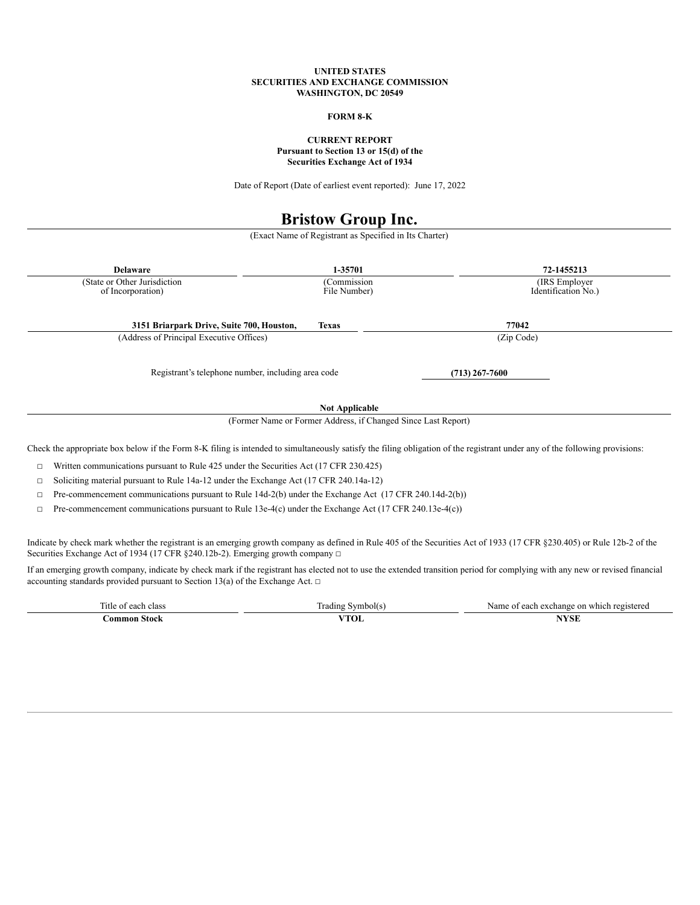**UNITED STATES**
**SECURITIES AND EXCHANGE COMMISSION**
**WASHINGTON, DC 20549**

**FORM 8-K**

**CURRENT REPORT**
**Pursuant to Section 13 or 15(d) of the**
**Securities Exchange Act of 1934**

Date of Report (Date of earliest event reported): June 17, 2022

# Bristow Group Inc.

(Exact Name of Registrant as Specified in Its Charter)

| **Delaware** | **1-35701** | **72-1455213** |
|---|---|---|
| (State or Other Jurisdiction of Incorporation) | (Commission File Number) | (IRS Employer Identification No.) |

| **3151 Briarpark Drive, Suite 700, Houston, Texas** | **77042** |
|---|---|
| (Address of Principal Executive Offices) | (Zip Code) |

Registrant's telephone number, including area code **(713) 267-7600**

**Not Applicable**
(Former Name or Former Address, if Changed Since Last Report)

Check the appropriate box below if the Form 8-K filing is intended to simultaneously satisfy the filing obligation of the registrant under any of the following provisions:

☐ Written communications pursuant to Rule 425 under the Securities Act (17 CFR 230.425)

☐ Soliciting material pursuant to Rule 14a-12 under the Exchange Act (17 CFR 240.14a-12)

☐ Pre-commencement communications pursuant to Rule 14d-2(b) under the Exchange Act (17 CFR 240.14d-2(b))

☐ Pre-commencement communications pursuant to Rule 13e-4(c) under the Exchange Act (17 CFR 240.13e-4(c))

Indicate by check mark whether the registrant is an emerging growth company as defined in Rule 405 of the Securities Act of 1933 (17 CFR §230.405) or Rule 12b-2 of the Securities Exchange Act of 1934 (17 CFR §240.12b-2). Emerging growth company ☐

If an emerging growth company, indicate by check mark if the registrant has elected not to use the extended transition period for complying with any new or revised financial accounting standards provided pursuant to Section 13(a) of the Exchange Act. ☐

| Title of each class | Trading Symbol(s) | Name of each exchange on which registered |
|---|---|---|
| **Common Stock** | **VTOL** | **NYSE** |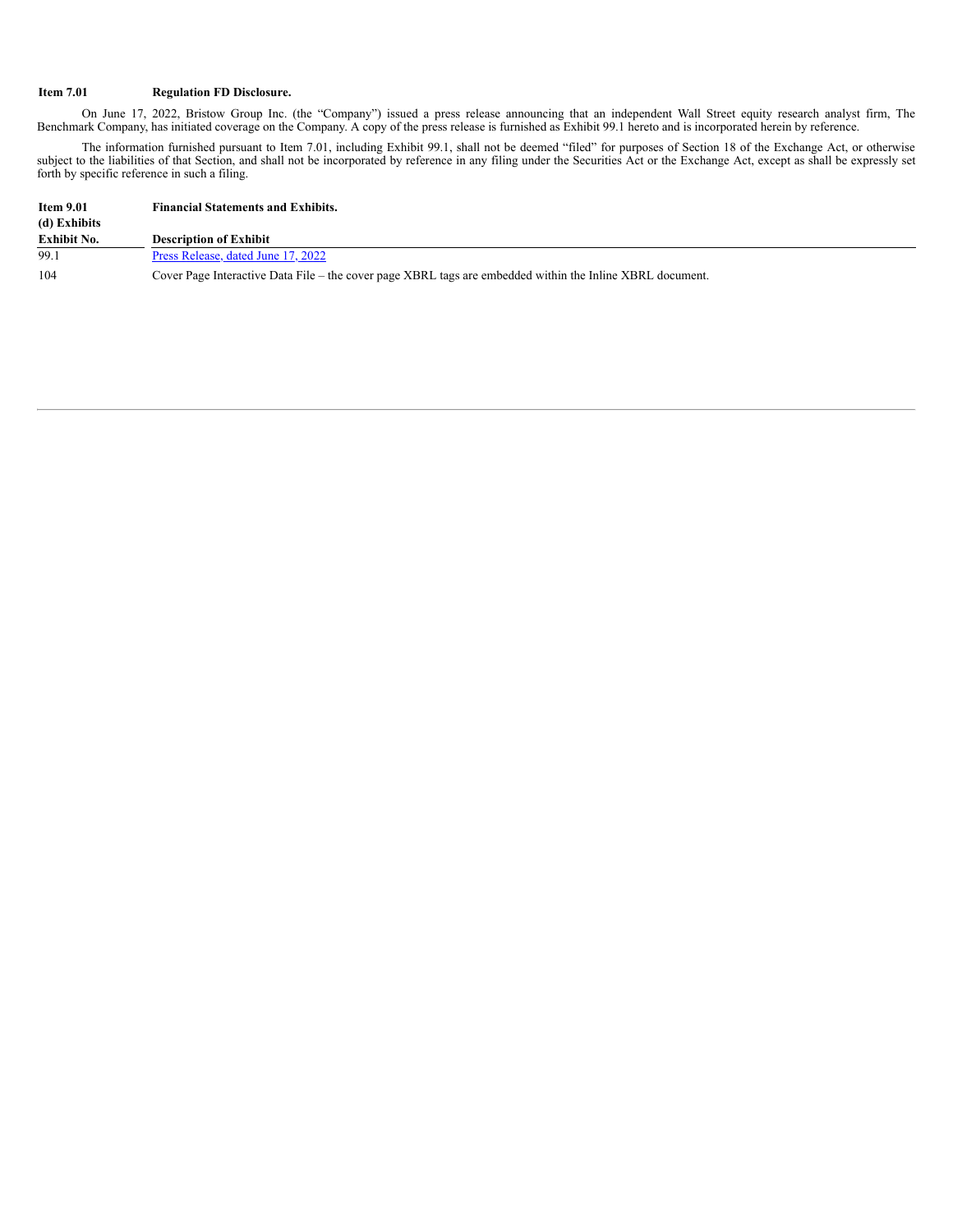**Item 7.01 Regulation FD Disclosure.**

On June 17, 2022, Bristow Group Inc. (the "Company") issued a press release announcing that an independent Wall Street equity research analyst firm, The Benchmark Company, has initiated coverage on the Company. A copy of the press release is furnished as Exhibit 99.1 hereto and is incorporated herein by reference.

The information furnished pursuant to Item 7.01, including Exhibit 99.1, shall not be deemed "filed" for purposes of Section 18 of the Exchange Act, or otherwise subject to the liabilities of that Section, and shall not be incorporated by reference in any filing under the Securities Act or the Exchange Act, except as shall be expressly set forth by specific reference in such a filing.

**Item 9.01 Financial Statements and Exhibits.**

**(d) Exhibits**

| Exhibit No. | Description of Exhibit |
|---|---|
| 99.1 | Press Release, dated June 17, 2022 |
| 104 | Cover Page Interactive Data File – the cover page XBRL tags are embedded within the Inline XBRL document. |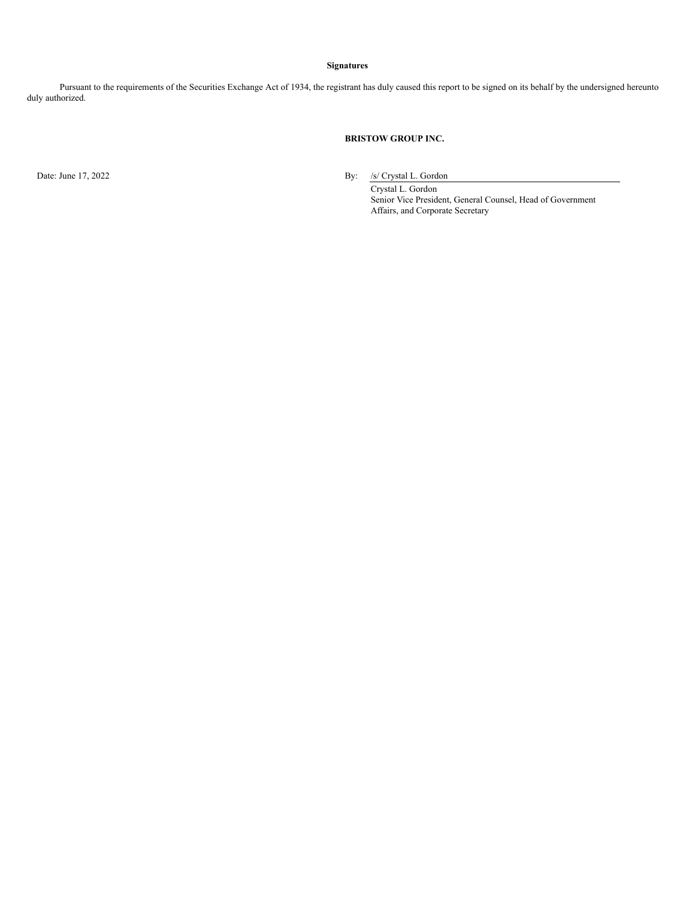**Signatures**

Pursuant to the requirements of the Securities Exchange Act of 1934, the registrant has duly caused this report to be signed on its behalf by the undersigned hereunto duly authorized.

**BRISTOW GROUP INC.**

Date: June 17, 2022

By: /s/ Crystal L. Gordon

Crystal L. Gordon
Senior Vice President, General Counsel, Head of Government Affairs, and Corporate Secretary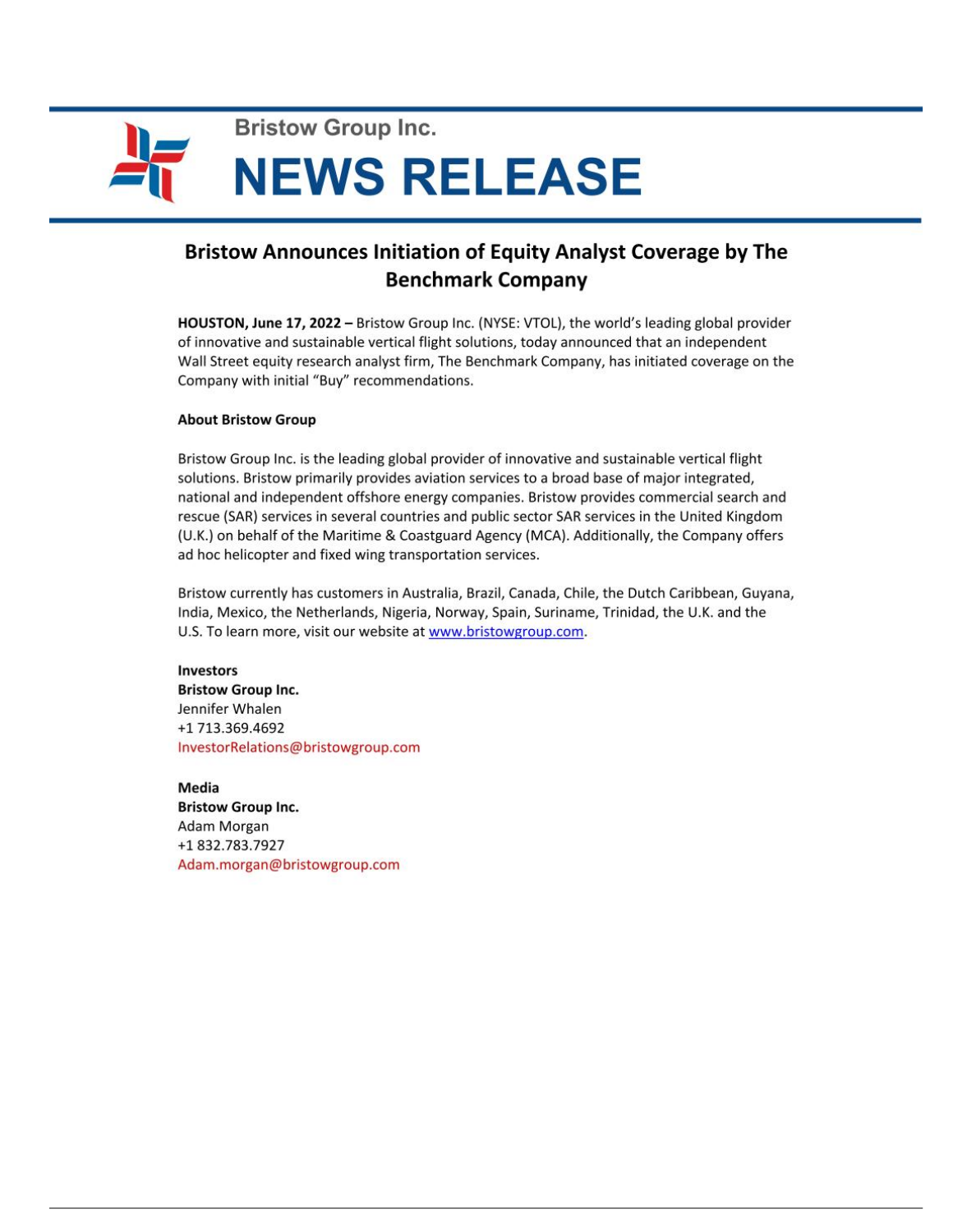Bristow Group Inc.

# NEWS RELEASE

## Bristow Announces Initiation of Equity Analyst Coverage by The Benchmark Company

**HOUSTON, June 17, 2022 –** Bristow Group Inc. (NYSE: VTOL), the world's leading global provider of innovative and sustainable vertical flight solutions, today announced that an independent Wall Street equity research analyst firm, The Benchmark Company, has initiated coverage on the Company with initial "Buy" recommendations.

**About Bristow Group**

Bristow Group Inc. is the leading global provider of innovative and sustainable vertical flight solutions. Bristow primarily provides aviation services to a broad base of major integrated, national and independent offshore energy companies. Bristow provides commercial search and rescue (SAR) services in several countries and public sector SAR services in the United Kingdom (U.K.) on behalf of the Maritime & Coastguard Agency (MCA). Additionally, the Company offers ad hoc helicopter and fixed wing transportation services.

Bristow currently has customers in Australia, Brazil, Canada, Chile, the Dutch Caribbean, Guyana, India, Mexico, the Netherlands, Nigeria, Norway, Spain, Suriname, Trinidad, the U.K. and the U.S. To learn more, visit our website at www.bristowgroup.com.

**Investors**
**Bristow Group Inc.**
Jennifer Whalen
+1 713.369.4692
InvestorRelations@bristowgroup.com

**Media**
**Bristow Group Inc.**
Adam Morgan
+1 832.783.7927
Adam.morgan@bristowgroup.com